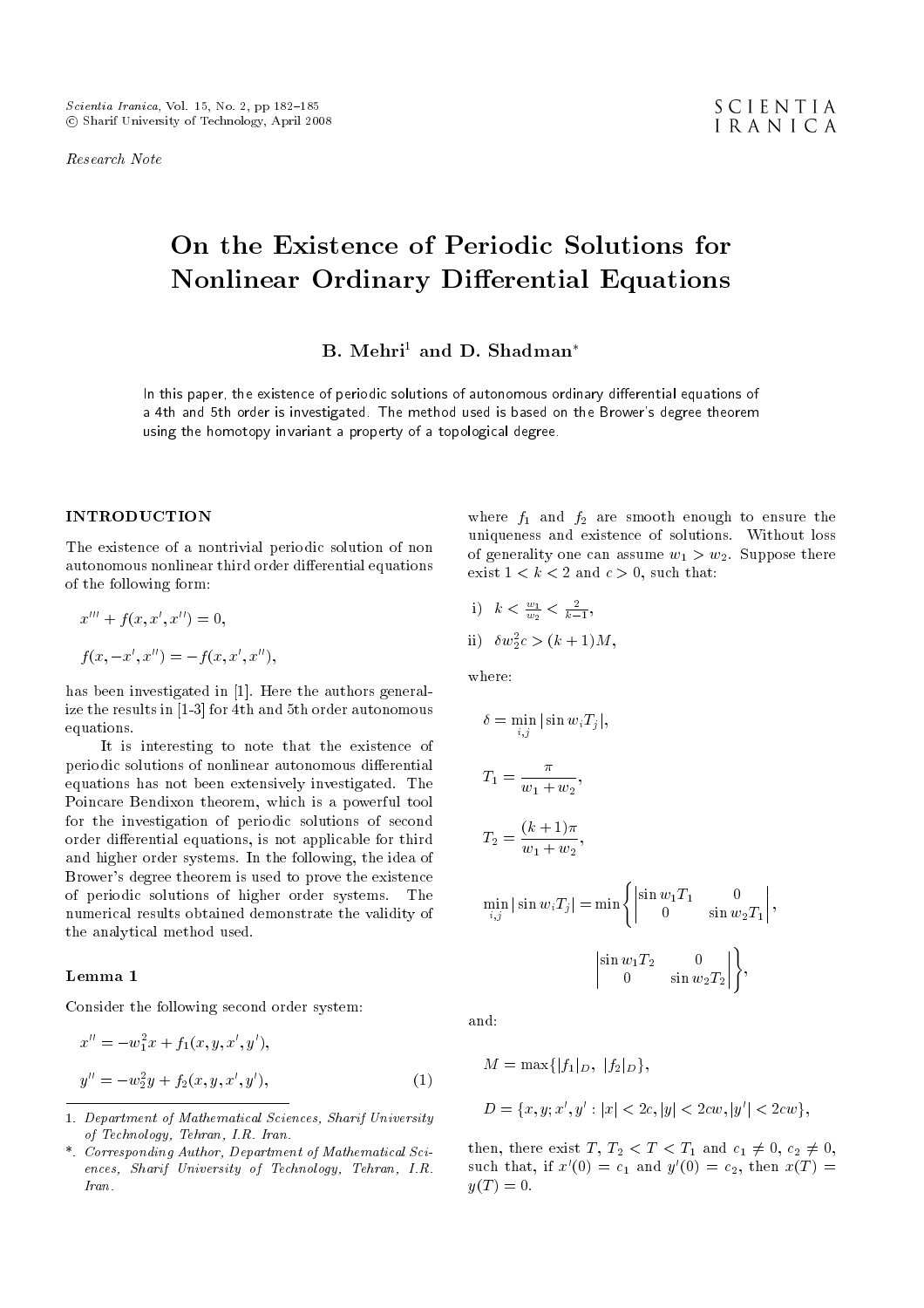Research Note

# On the Existence of Periodic Solutions for Nonlinear Ordinary Differential Equations

**B. Mehri[1] and D. Shadman***

In this paper, the existence of periodic solutions of autonomous ordinary differential equations of a 4th and 5th order is investigated. The method used is based on the Brower's degree theorem using the homotopy invariant a property of a topological degree.

## INTRODUCTION

The existence of a nontrivial periodic solution of non autonomous nonlinear third order differential equations of the following form:

$$x''' + f(x, x', x'') = 0,$$

$$f(x, -x', x'') = -f(x, x', x''),$$

has been investigated in [1]. Here the authors generalize the results in [1-3] for 4th and 5th order autonomous equations.

It is interesting to note that the existence of periodic solutions of nonlinear autonomous differential equations has not been extensively investigated. The Poincare Bendixon theorem, which is a powerful tool for the investigation of periodic solutions of second order differential equations, is not applicable for third and higher order systems. In the following, the idea of Brower's degree theorem is used to prove the existence of periodic solutions of higher order systems. The numerical results obtained demonstrate the validity of the analytical method used.

### Lemma 1

Consider the following second order system:

$$x'' = -w_1^2 x + f_1(x, y, x', y'),$$

$$y'' = -w_2^2 y + f_2(x, y, x', y'), \tag{1}$$

where $f_1$ and $f_2$ are smooth enough to ensure the uniqueness and existence of solutions. Without loss of generality one can assume $w_1 > w_2$. Suppose there exist $1 < k < 2$ and $c > 0$, such that:

i) $k < \frac{w_1}{w_2} < \frac{2}{k-1}$,

ii) $\delta w_2^2 c > (k+1)M$,

where:

$$\delta = \min_{i,j} |\sin w_i T_j|,$$

$$T_1 = \frac{\pi}{w_1 + w_2},$$

$$T_2 = \frac{(k+1)\pi}{w_1 + w_2},$$

$$\min_{i,j} |\sin w_i T_j| = \min \left\{ \begin{vmatrix} \sin w_1 T_1 & 0 \\ 0 & \sin w_2 T_1 \end{vmatrix}, \begin{vmatrix} \sin w_1 T_2 & 0 \\ 0 & \sin w_2 T_2 \end{vmatrix} \right\},$$

and:

$$M = \max\{|f_1|_D, \ |f_2|_D\},$$

$$D = \{x, y; x', y' : |x| < 2c, |y| < 2cw, |y'| < 2cw\},$$

then, there exist $T$, $T_2 < T < T_1$ and $c_1 \neq 0$, $c_2 \neq 0$, such that, if $x'(0) = c_1$ and $y'(0) = c_2$, then $x(T) = y(T) = 0$.

---

1. Department of Mathematical Sciences, Sharif University of Technology, Tehran, I.R. Iran.

*. Corresponding Author, Department of Mathematical Sciences, Sharif University of Technology, Tehran, I.R. Iran.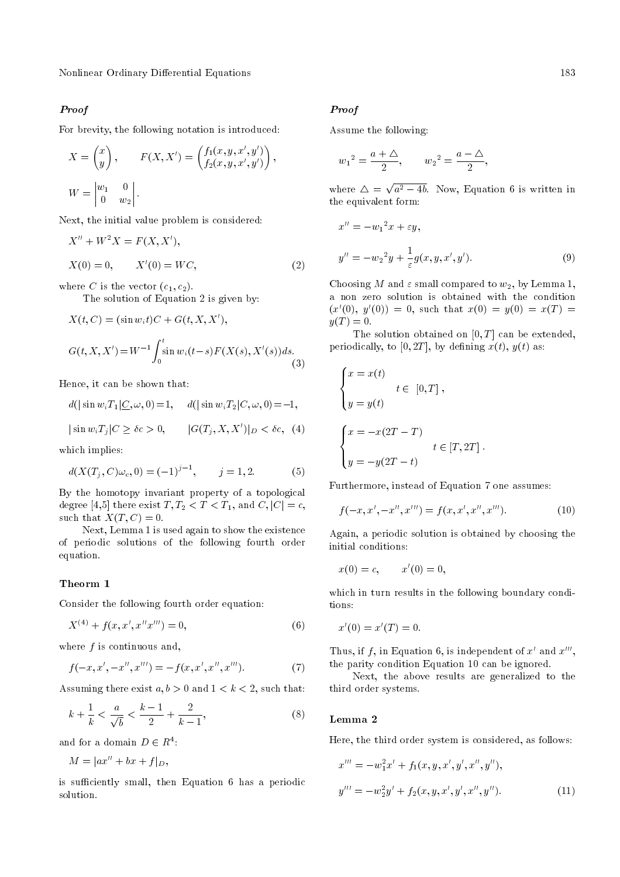***Proof***

For brevity, the following notation is introduced:

$$X = \begin{pmatrix} x \\ y \end{pmatrix}, \qquad F(X, X') = \begin{pmatrix} f_1(x, y, x', y') \\ f_2(x, y, x', y') \end{pmatrix},$$

$$W = \begin{vmatrix} w_1 & 0 \\ 0 & w_2 \end{vmatrix}.$$

Next, the initial value problem is considered:

$$X'' + W^2 X = F(X, X'),$$

$$X(0) = 0, \qquad X'(0) = WC, \tag{2}$$

where $C$ is the vector $(c_1, c_2)$.

The solution of Equation 2 is given by:

$$X(t, C) = (\sin w_i t)C + G(t, X, X'),$$

$$G(t, X, X') = W^{-1} \int_0^t \sin w_i(t-s) F(X(s), X'(s)) ds. \tag{3}$$

Hence, it can be shown that:

$$d(|\sin w_i T_1|\underline{C}, \omega, 0) = 1, \quad d(|\sin w_i T_2|C, \omega, 0) = -1,$$

$$|\sin w_i T_j|C \geq \delta c > 0, \qquad |G(T_j, X, X')|_D < \delta c, \tag{4}$$

which implies:

$$d(X(T_j, C)\omega_c, 0) = (-1)^{j-1}, \qquad j = 1, 2. \tag{5}$$

By the homotopy invariant property of a topological degree [4,5] there exist $T, T_2 < T < T_1$, and $C, |C| = c$, such that $X(T, C) = 0$.

Next, Lemma 1 is used again to show the existence of periodic solutions of the following fourth order equation.

### Theorm 1

Consider the following fourth order equation:

$$X^{(4)} + f(x, x', x''x''') = 0, \tag{6}$$

where $f$ is continuous and,

$$f(-x, x', -x'', x''') = -f(x, x', x'', x'''). \tag{7}$$

Assuming there exist $a, b > 0$ and $1 < k < 2$, such that:

$$k + \frac{1}{k} < \frac{a}{\sqrt{b}} < \frac{k-1}{2} + \frac{2}{k-1}, \tag{8}$$

and for a domain $D \in R^4$:

$$M = |ax'' + bx + f|_D,$$

is sufficiently small, then Equation 6 has a periodic solution.

***Proof***

Assume the following:

$$w_1{}^2 = \frac{a + \triangle}{2}, \qquad w_2{}^2 = \frac{a - \triangle}{2},$$

where $\triangle = \sqrt{a^2 - 4b}$. Now, Equation 6 is written in the equivalent form:

$$x'' = -w_1{}^2 x + \varepsilon y,$$

$$y'' = -w_2{}^2 y + \frac{1}{\varepsilon} g(x, y, x', y'). \tag{9}$$

Choosing $M$ and $\varepsilon$ small compared to $w_2$, by Lemma 1, a non zero solution is obtained with the condition $(x'(0),\ y'(0)) = 0$, such that $x(0) = y(0) = x(T) = y(T) = 0$.

The solution obtained on $[0, T]$ can be extended, periodically, to $[0, 2T]$, by defining $x(t)$, $y(t)$ as:

$$\begin{cases} x = x(t) \\ \qquad\qquad t \in \ [0, T], \\ y = y(t) \end{cases}$$

$$\begin{cases} x = -x(2T - T) \\ \qquad\qquad t \in [T, 2T]. \\ y = -y(2T - t) \end{cases}$$

Furthermore, instead of Equation 7 one assumes:

$$f(-x, x', -x'', x''') = f(x, x', x'', x'''). \tag{10}$$

Again, a periodic solution is obtained by choosing the initial conditions:

$$x(0) = c, \qquad x'(0) = 0,$$

which in turn results in the following boundary conditions:

$$x'(0) = x'(T) = 0.$$

Thus, if $f$, in Equation 6, is independent of $x'$ and $x'''$, the parity condition Equation 10 can be ignored.

Next, the above results are generalized to the third order systems.

### Lemma 2

Here, the third order system is considered, as follows:

$$x''' = -w_1^2 x' + f_1(x, y, x', y', x'', y''),$$

$$y''' = -w_2^2 y' + f_2(x, y, x', y', x'', y''). \tag{11}$$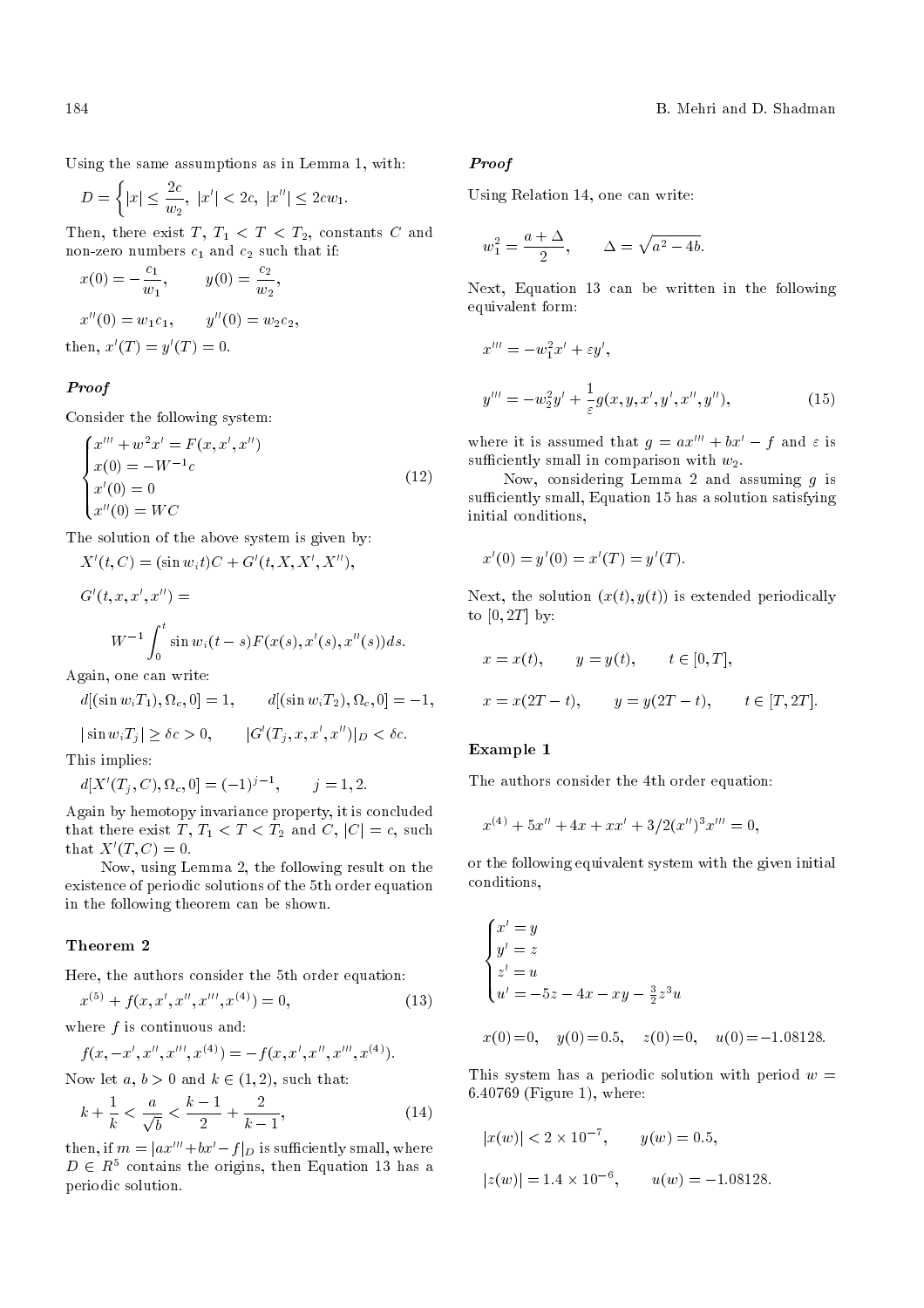Using the same assumptions as in Lemma 1, with:

$$D = \left\{ |x| \leq \frac{2c}{w_2},\ |x'| < 2c,\ |x''| \leq 2cw_1. \right.$$

Then, there exist $T$, $T_1 < T < T_2$, constants $C$ and non-zero numbers $c_1$ and $c_2$ such that if:

$$x(0) = -\frac{c_1}{w_1}, \qquad y(0) = \frac{c_2}{w_2},$$

$$x''(0) = w_1 c_1, \qquad y''(0) = w_2 c_2,$$

then, $x'(T) = y'(T) = 0$.

***Proof***

Consider the following system:

$$\begin{cases} x''' + w^2 x' = F(x, x', x'') \\ x(0) = -W^{-1} c \\ x'(0) = 0 \\ x''(0) = WC \end{cases} \tag{12}$$

The solution of the above system is given by:

$$X'(t, C) = (\sin w_i t) C + G'(t, X, X', X''),$$

$$G'(t, x, x', x'') =$$

$$W^{-1} \int_0^t \sin w_i (t - s) F(x(s), x'(s), x''(s)) ds.$$

Again, one can write:

$$d[(\sin w_i T_1), \Omega_c, 0] = 1, \qquad d[(\sin w_i T_2), \Omega_c, 0] = -1,$$

$$|\sin w_i T_j| \geq \delta c > 0, \qquad |G'(T_j, x, x', x'')|_D < \delta c.$$

This implies:

$$d[X'(T_j, C), \Omega_c, 0] = (-1)^{j-1}, \qquad j = 1, 2.$$

Again by hemotopy invariance property, it is concluded that there exist $T$, $T_1 < T < T_2$ and $C$, $|C| = c$, such that $X'(T, C) = 0$.

Now, using Lemma 2, the following result on the existence of periodic solutions of the 5th order equation in the following theorem can be shown.

### Theorem 2

Here, the authors consider the 5th order equation:

$$x^{(5)} + f(x, x', x'', x''', x^{(4)}) = 0, \tag{13}$$

where $f$ is continuous and:

$$f(x, -x', x'', x''', x^{(4)}) = -f(x, x', x'', x''', x^{(4)}).$$

Now let $a$, $b > 0$ and $k \in (1, 2)$, such that:

$$k + \frac{1}{k} < \frac{a}{\sqrt{b}} < \frac{k-1}{2} + \frac{2}{k-1}, \tag{14}$$

then, if $m = |ax''' + bx' - f|_D$ is sufficiently small, where $D \in R^5$ contains the origins, then Equation 13 has a periodic solution.

***Proof***

Using Relation 14, one can write:

$$w_1^2 = \frac{a + \Delta}{2}, \qquad \Delta = \sqrt{a^2 - 4b}.$$

Next, Equation 13 can be written in the following equivalent form:

$$x''' = -w_1^2 x' + \varepsilon y',$$

$$y''' = -w_2^2 y' + \frac{1}{\varepsilon} g(x, y, x', y', x'', y''), \tag{15}$$

where it is assumed that $g = ax''' + bx' - f$ and $\varepsilon$ is sufficiently small in comparison with $w_2$.

Now, considering Lemma 2 and assuming $g$ is sufficiently small, Equation 15 has a solution satisfying initial conditions,

$$x'(0) = y'(0) = x'(T) = y'(T).$$

Next, the solution $(x(t), y(t))$ is extended periodically to $[0, 2T]$ by:

$$x = x(t), \qquad y = y(t), \qquad t \in [0, T],$$

$$x = x(2T - t), \qquad y = y(2T - t), \qquad t \in [T, 2T].$$

### Example 1

The authors consider the 4th order equation:

$$x^{(4)} + 5x'' + 4x + xx' + 3/2(x'')^3 x''' = 0,$$

or the following equivalent system with the given initial conditions,

$$\begin{cases} x' = y \\ y' = z \\ z' = u \\ u' = -5z - 4x - xy - \frac{3}{2} z^3 u \end{cases}$$

$$x(0) = 0, \quad y(0) = 0.5, \quad z(0) = 0, \quad u(0) = -1.08128.$$

This system has a periodic solution with period $w = 6.40769$ (Figure 1), where:

$$|x(w)| < 2 \times 10^{-7}, \qquad y(w) = 0.5,$$

$$|z(w)| = 1.4 \times 10^{-6}, \qquad u(w) = -1.08128.$$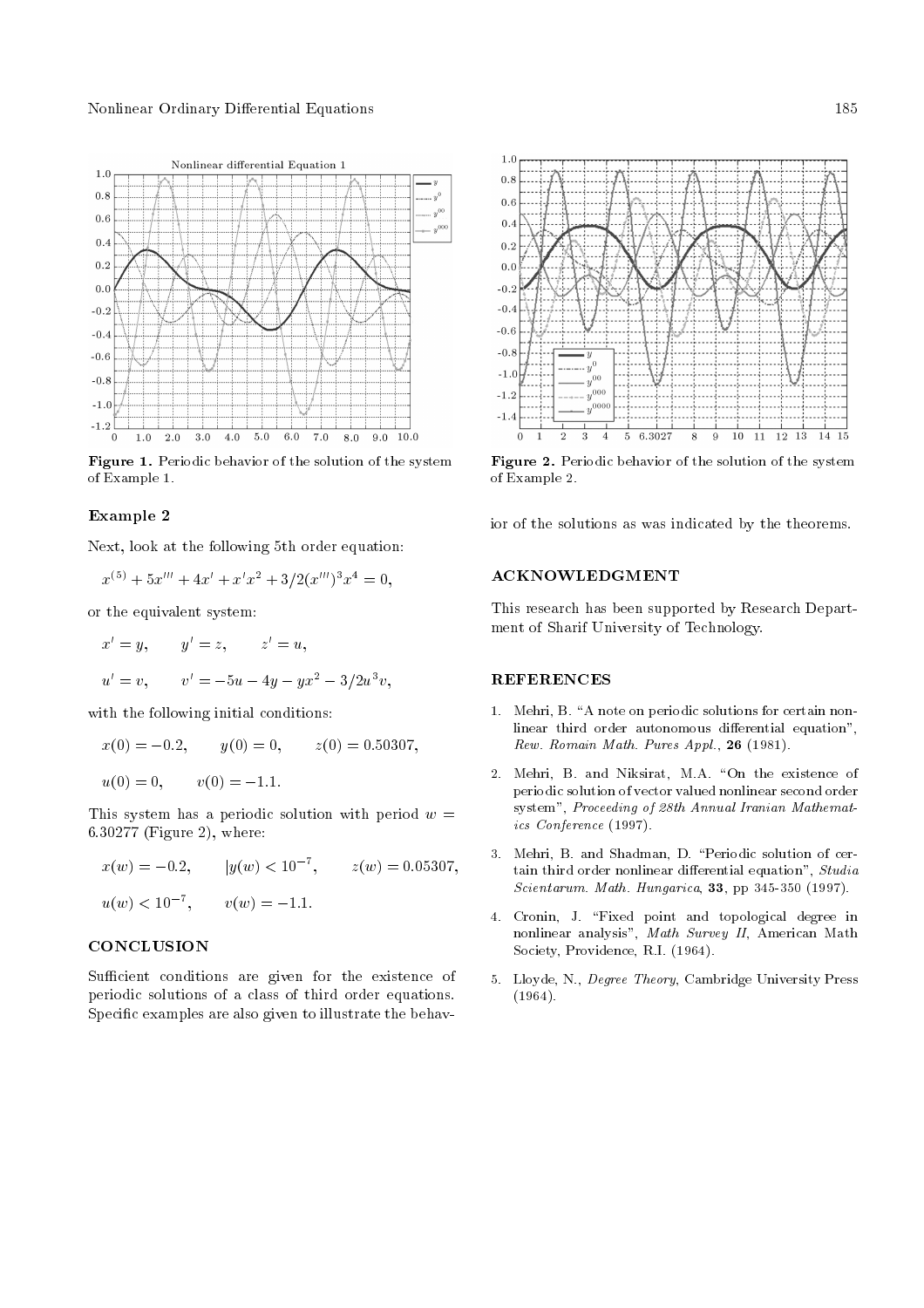Nonlinear differential Equation 1

1.0
0.8
0.6
0.4
0.2
0.0
-0.2
-0.4
-0.6
-0.8
-1.0
-1.2

0 1.0 2.0 3.0 4.0 5.0 6.0 7.0 8.0 9.0 10.0

$y$
$y^0$
$y^{00}$
$y^{000}$

**Figure 1.** Periodic behavior of the solution of the system of Example 1.

1.0
0.8
0.6
0.4
0.2
0.0
-0.2
-0.4
-0.6
-0.8
-1.0
-1.2
-1.4

0 1 2 3 4 5 6.3027 8 9 10 11 12 13 14 15

$y$
$y^0$
$y^{00}$
$y^{000}$
$y^{0000}$

**Figure 2.** Periodic behavior of the solution of the system of Example 2.

### Example 2

Next, look at the following 5th order equation:

$$x^{(5)} + 5x''' + 4x' + x'x^2 + 3/2(x''')^3x^4 = 0,$$

or the equivalent system:

$$x' = y, \qquad y' = z, \qquad z' = u,$$

$$u' = v, \qquad v' = -5u - 4y - yx^2 - 3/2u^3v,$$

with the following initial conditions:

$$x(0) = -0.2, \qquad y(0) = 0, \qquad z(0) = 0.50307,$$

$$u(0) = 0, \qquad v(0) = -1.1.$$

This system has a periodic solution with period $w = 6.30277$ (Figure 2), where:

$$x(w) = -0.2, \qquad |y(w) < 10^{-7}, \qquad z(w) = 0.05307,$$

$$u(w) < 10^{-7}, \qquad v(w) = -1.1.$$

## CONCLUSION

Sufficient conditions are given for the existence of periodic solutions of a class of third order equations. Specific examples are also given to illustrate the behavior of the solutions as was indicated by the theorems.

## ACKNOWLEDGMENT

This research has been supported by Research Department of Sharif University of Technology.

## REFERENCES

1. Mehri, B. "A note on periodic solutions for certain nonlinear third order autonomous differential equation", *Rew. Romain Math. Pures Appl.*, **26** (1981).
2. Mehri, B. and Niksirat, M.A. "On the existence of periodic solution of vector valued nonlinear second order system", *Proceeding of 28th Annual Iranian Mathematics Conference* (1997).
3. Mehri, B. and Shadman, D. "Periodic solution of certain third order nonlinear differential equation", *Studia Scientarum. Math. Hungarica*, **33**, pp 345-350 (1997).
4. Cronin, J. "Fixed point and topological degree in nonlinear analysis", *Math Survey II*, American Math Society, Providence, R.I. (1964).
5. Lloyde, N., *Degree Theory*, Cambridge University Press (1964).